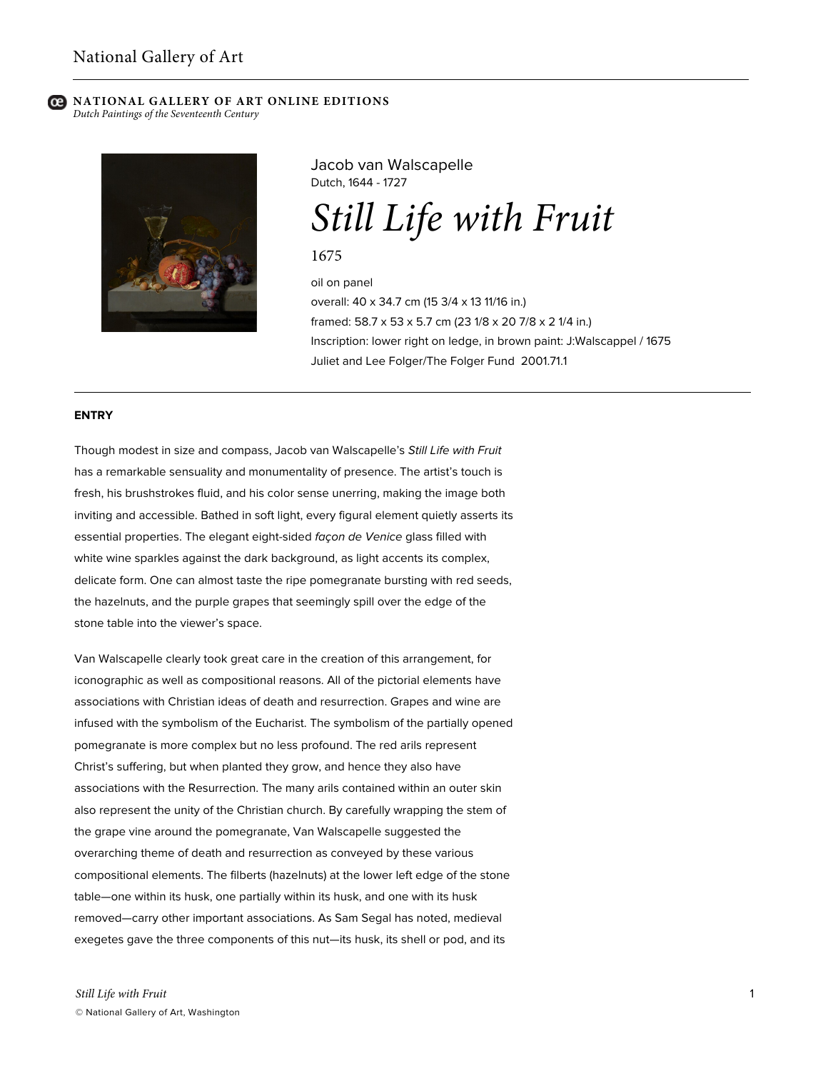National Gallery of Art

**NATIONAL GALLERY OF ART ONLINE EDITIONS**
*Dutch Paintings of the Seventeenth Century*

Jacob van Walscapelle
Dutch, 1644 - 1727

# *Still Life with Fruit*

1675

oil on panel
overall: 40 x 34.7 cm (15 3/4 x 13 11/16 in.)
framed: 58.7 x 53 x 5.7 cm (23 1/8 x 20 7/8 x 2 1/4 in.)
Inscription: lower right on ledge, in brown paint: J:Walscappel / 1675
Juliet and Lee Folger/The Folger Fund 2001.71.1

## ENTRY

Though modest in size and compass, Jacob van Walscapelle's *Still Life with Fruit* has a remarkable sensuality and monumentality of presence. The artist's touch is fresh, his brushstrokes fluid, and his color sense unerring, making the image both inviting and accessible. Bathed in soft light, every figural element quietly asserts its essential properties. The elegant eight-sided *façon de Venice* glass filled with white wine sparkles against the dark background, as light accents its complex, delicate form. One can almost taste the ripe pomegranate bursting with red seeds, the hazelnuts, and the purple grapes that seemingly spill over the edge of the stone table into the viewer's space.

Van Walscapelle clearly took great care in the creation of this arrangement, for iconographic as well as compositional reasons. All of the pictorial elements have associations with Christian ideas of death and resurrection. Grapes and wine are infused with the symbolism of the Eucharist. The symbolism of the partially opened pomegranate is more complex but no less profound. The red arils represent Christ's suffering, but when planted they grow, and hence they also have associations with the Resurrection. The many arils contained within an outer skin also represent the unity of the Christian church. By carefully wrapping the stem of the grape vine around the pomegranate, Van Walscapelle suggested the overarching theme of death and resurrection as conveyed by these various compositional elements. The filberts (hazelnuts) at the lower left edge of the stone table—one within its husk, one partially within its husk, and one with its husk removed—carry other important associations. As Sam Segal has noted, medieval exegetes gave the three components of this nut—its husk, its shell or pod, and its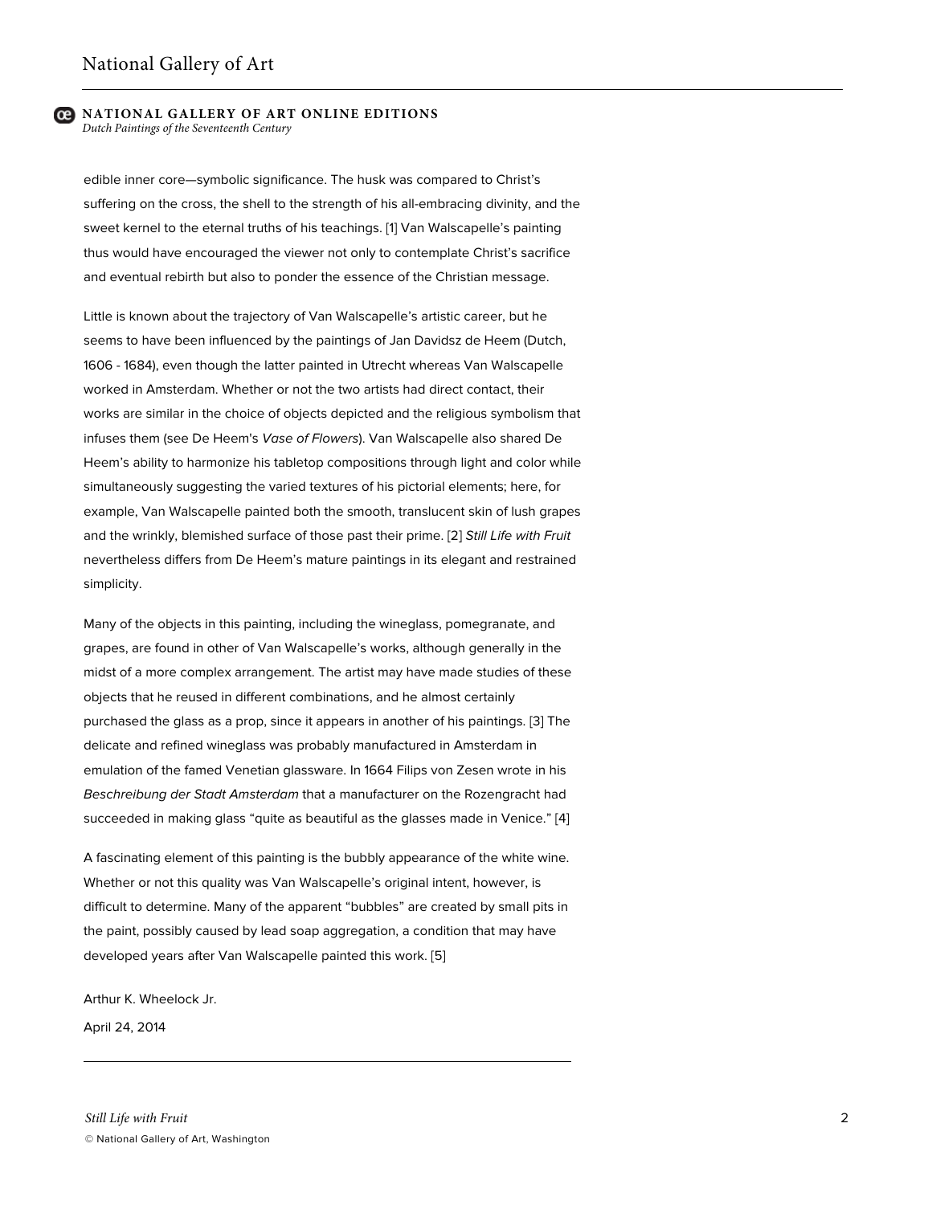edible inner core—symbolic significance. The husk was compared to Christ's suffering on the cross, the shell to the strength of his all-embracing divinity, and the sweet kernel to the eternal truths of his teachings. [1] Van Walscapelle's painting thus would have encouraged the viewer not only to contemplate Christ's sacrifice and eventual rebirth but also to ponder the essence of the Christian message.

Little is known about the trajectory of Van Walscapelle's artistic career, but he seems to have been influenced by the paintings of Jan Davidsz de Heem (Dutch, 1606 - 1684), even though the latter painted in Utrecht whereas Van Walscapelle worked in Amsterdam. Whether or not the two artists had direct contact, their works are similar in the choice of objects depicted and the religious symbolism that infuses them (see De Heem's *Vase of Flowers*). Van Walscapelle also shared De Heem's ability to harmonize his tabletop compositions through light and color while simultaneously suggesting the varied textures of his pictorial elements; here, for example, Van Walscapelle painted both the smooth, translucent skin of lush grapes and the wrinkly, blemished surface of those past their prime. [2] *Still Life with Fruit* nevertheless differs from De Heem's mature paintings in its elegant and restrained simplicity.

Many of the objects in this painting, including the wineglass, pomegranate, and grapes, are found in other of Van Walscapelle's works, although generally in the midst of a more complex arrangement. The artist may have made studies of these objects that he reused in different combinations, and he almost certainly purchased the glass as a prop, since it appears in another of his paintings. [3] The delicate and refined wineglass was probably manufactured in Amsterdam in emulation of the famed Venetian glassware. In 1664 Filips von Zesen wrote in his *Beschreibung der Stadt Amsterdam* that a manufacturer on the Rozengracht had succeeded in making glass "quite as beautiful as the glasses made in Venice." [4]

A fascinating element of this painting is the bubbly appearance of the white wine. Whether or not this quality was Van Walscapelle's original intent, however, is difficult to determine. Many of the apparent "bubbles" are created by small pits in the paint, possibly caused by lead soap aggregation, a condition that may have developed years after Van Walscapelle painted this work. [5]

Arthur K. Wheelock Jr.

April 24, 2014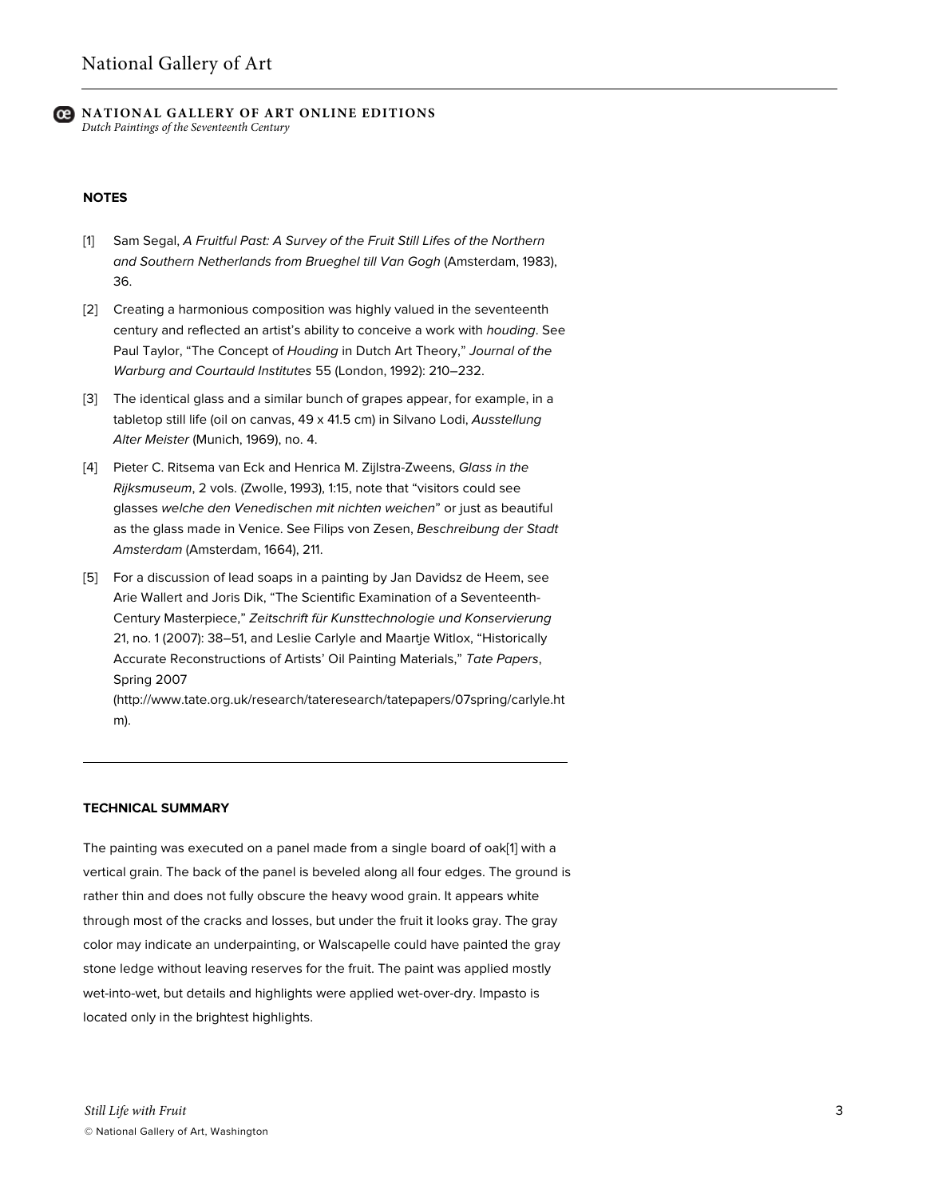## NOTES

[1] Sam Segal, *A Fruitful Past: A Survey of the Fruit Still Lifes of the Northern and Southern Netherlands from Brueghel till Van Gogh* (Amsterdam, 1983), 36.

[2] Creating a harmonious composition was highly valued in the seventeenth century and reflected an artist's ability to conceive a work with *houding*. See Paul Taylor, "The Concept of *Houding* in Dutch Art Theory," *Journal of the Warburg and Courtauld Institutes* 55 (London, 1992): 210–232.

[3] The identical glass and a similar bunch of grapes appear, for example, in a tabletop still life (oil on canvas, 49 x 41.5 cm) in Silvano Lodi, *Ausstellung Alter Meister* (Munich, 1969), no. 4.

[4] Pieter C. Ritsema van Eck and Henrica M. Zijlstra-Zweens, *Glass in the Rijksmuseum*, 2 vols. (Zwolle, 1993), 1:15, note that "visitors could see glasses *welche den Venedischen mit nichten weichen*" or just as beautiful as the glass made in Venice. See Filips von Zesen, *Beschreibung der Stadt Amsterdam* (Amsterdam, 1664), 211.

[5] For a discussion of lead soaps in a painting by Jan Davidsz de Heem, see Arie Wallert and Joris Dik, "The Scientific Examination of a Seventeenth-Century Masterpiece," *Zeitschrift für Kunsttechnologie und Konservierung* 21, no. 1 (2007): 38–51, and Leslie Carlyle and Maartje Witlox, "Historically Accurate Reconstructions of Artists' Oil Painting Materials," *Tate Papers*, Spring 2007 (http://www.tate.org.uk/research/tateresearch/tatepapers/07spring/carlyle.htm).

---

## TECHNICAL SUMMARY

The painting was executed on a panel made from a single board of oak[1] with a vertical grain. The back of the panel is beveled along all four edges. The ground is rather thin and does not fully obscure the heavy wood grain. It appears white through most of the cracks and losses, but under the fruit it looks gray. The gray color may indicate an underpainting, or Walscapelle could have painted the gray stone ledge without leaving reserves for the fruit. The paint was applied mostly wet-into-wet, but details and highlights were applied wet-over-dry. Impasto is located only in the brightest highlights.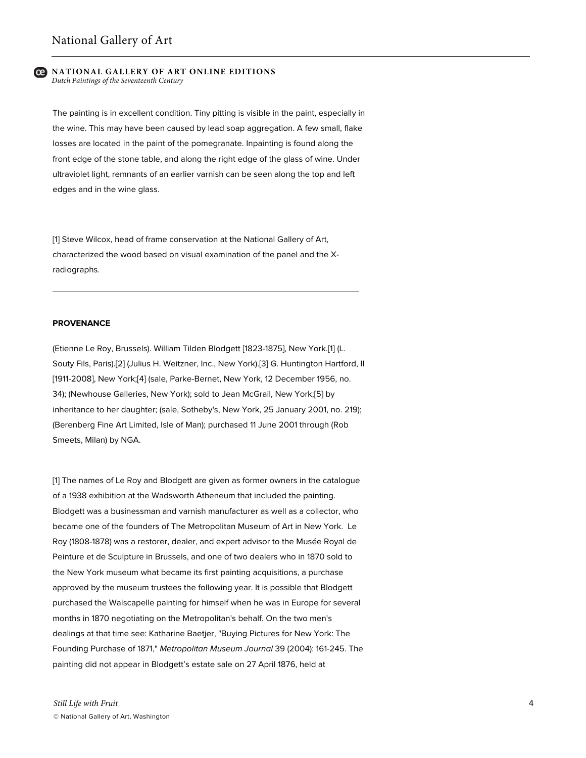The painting is in excellent condition. Tiny pitting is visible in the paint, especially in the wine. This may have been caused by lead soap aggregation. A few small, flake losses are located in the paint of the pomegranate. Inpainting is found along the front edge of the stone table, and along the right edge of the glass of wine. Under ultraviolet light, remnants of an earlier varnish can be seen along the top and left edges and in the wine glass.

[1] Steve Wilcox, head of frame conservation at the National Gallery of Art, characterized the wood based on visual examination of the panel and the X-radiographs.

---

**PROVENANCE**

(Etienne Le Roy, Brussels). William Tilden Blodgett [1823-1875], New York.[1] (L. Souty Fils, Paris).[2] (Julius H. Weitzner, Inc., New York).[3] G. Huntington Hartford, II [1911-2008], New York;[4] (sale, Parke-Bernet, New York, 12 December 1956, no. 34); (Newhouse Galleries, New York); sold to Jean McGrail, New York;[5] by inheritance to her daughter; (sale, Sotheby's, New York, 25 January 2001, no. 219); (Berenberg Fine Art Limited, Isle of Man); purchased 11 June 2001 through (Rob Smeets, Milan) by NGA.

[1] The names of Le Roy and Blodgett are given as former owners in the catalogue of a 1938 exhibition at the Wadsworth Atheneum that included the painting. Blodgett was a businessman and varnish manufacturer as well as a collector, who became one of the founders of The Metropolitan Museum of Art in New York. Le Roy (1808-1878) was a restorer, dealer, and expert advisor to the Musée Royal de Peinture et de Sculpture in Brussels, and one of two dealers who in 1870 sold to the New York museum what became its first painting acquisitions, a purchase approved by the museum trustees the following year. It is possible that Blodgett purchased the Walscapelle painting for himself when he was in Europe for several months in 1870 negotiating on the Metropolitan's behalf. On the two men's dealings at that time see: Katharine Baetjer, "Buying Pictures for New York: The Founding Purchase of 1871," *Metropolitan Museum Journal* 39 (2004): 161-245. The painting did not appear in Blodgett's estate sale on 27 April 1876, held at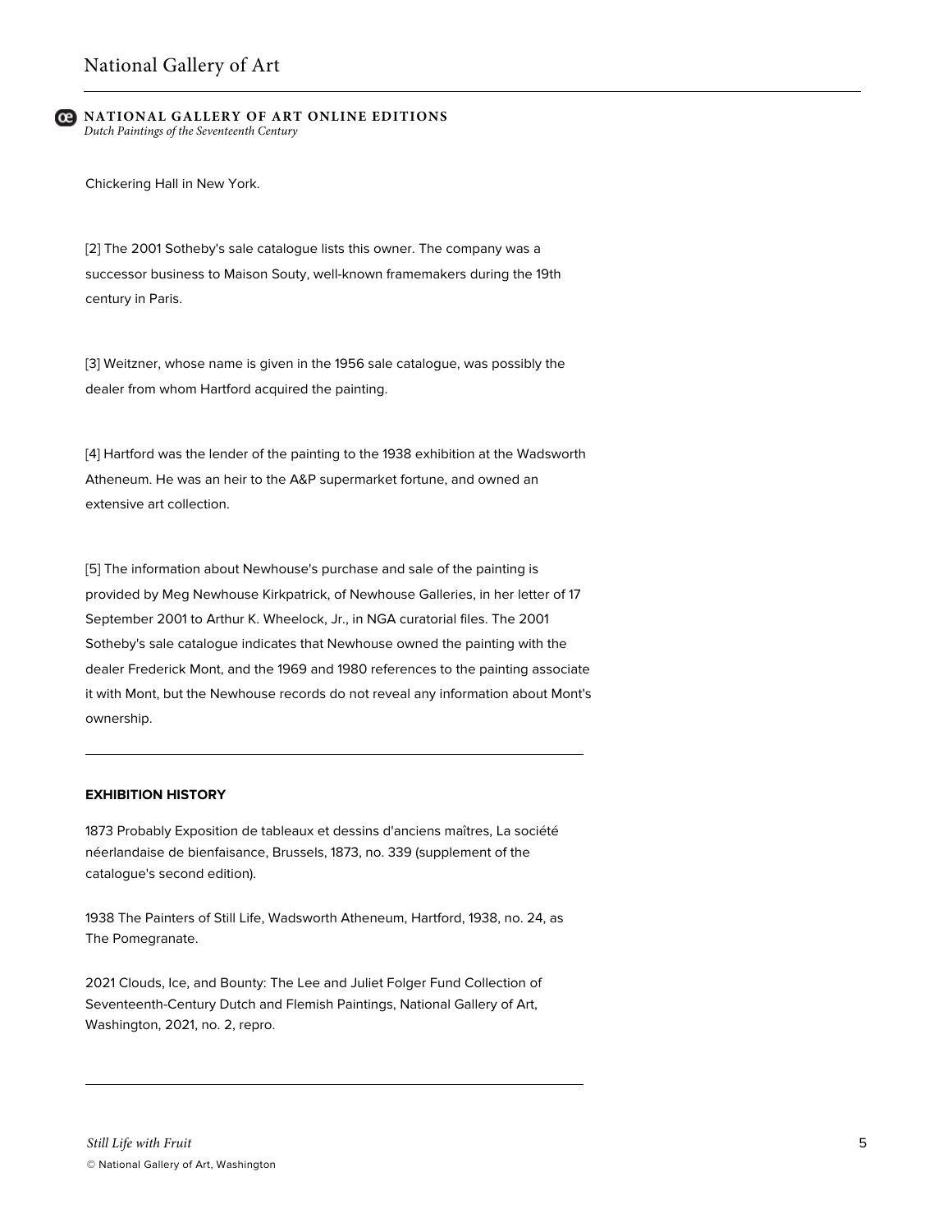Chickering Hall in New York.

[2] The 2001 Sotheby's sale catalogue lists this owner. The company was a successor business to Maison Souty, well-known framemakers during the 19th century in Paris.

[3] Weitzner, whose name is given in the 1956 sale catalogue, was possibly the dealer from whom Hartford acquired the painting.

[4] Hartford was the lender of the painting to the 1938 exhibition at the Wadsworth Atheneum. He was an heir to the A&P supermarket fortune, and owned an extensive art collection.

[5] The information about Newhouse's purchase and sale of the painting is provided by Meg Newhouse Kirkpatrick, of Newhouse Galleries, in her letter of 17 September 2001 to Arthur K. Wheelock, Jr., in NGA curatorial files. The 2001 Sotheby's sale catalogue indicates that Newhouse owned the painting with the dealer Frederick Mont, and the 1969 and 1980 references to the painting associate it with Mont, but the Newhouse records do not reveal any information about Mont's ownership.

---

**EXHIBITION HISTORY**

1873 Probably Exposition de tableaux et dessins d'anciens maîtres, La société néerlandaise de bienfaisance, Brussels, 1873, no. 339 (supplement of the catalogue's second edition).

1938 The Painters of Still Life, Wadsworth Atheneum, Hartford, 1938, no. 24, as The Pomegranate.

2021 Clouds, Ice, and Bounty: The Lee and Juliet Folger Fund Collection of Seventeenth-Century Dutch and Flemish Paintings, National Gallery of Art, Washington, 2021, no. 2, repro.

---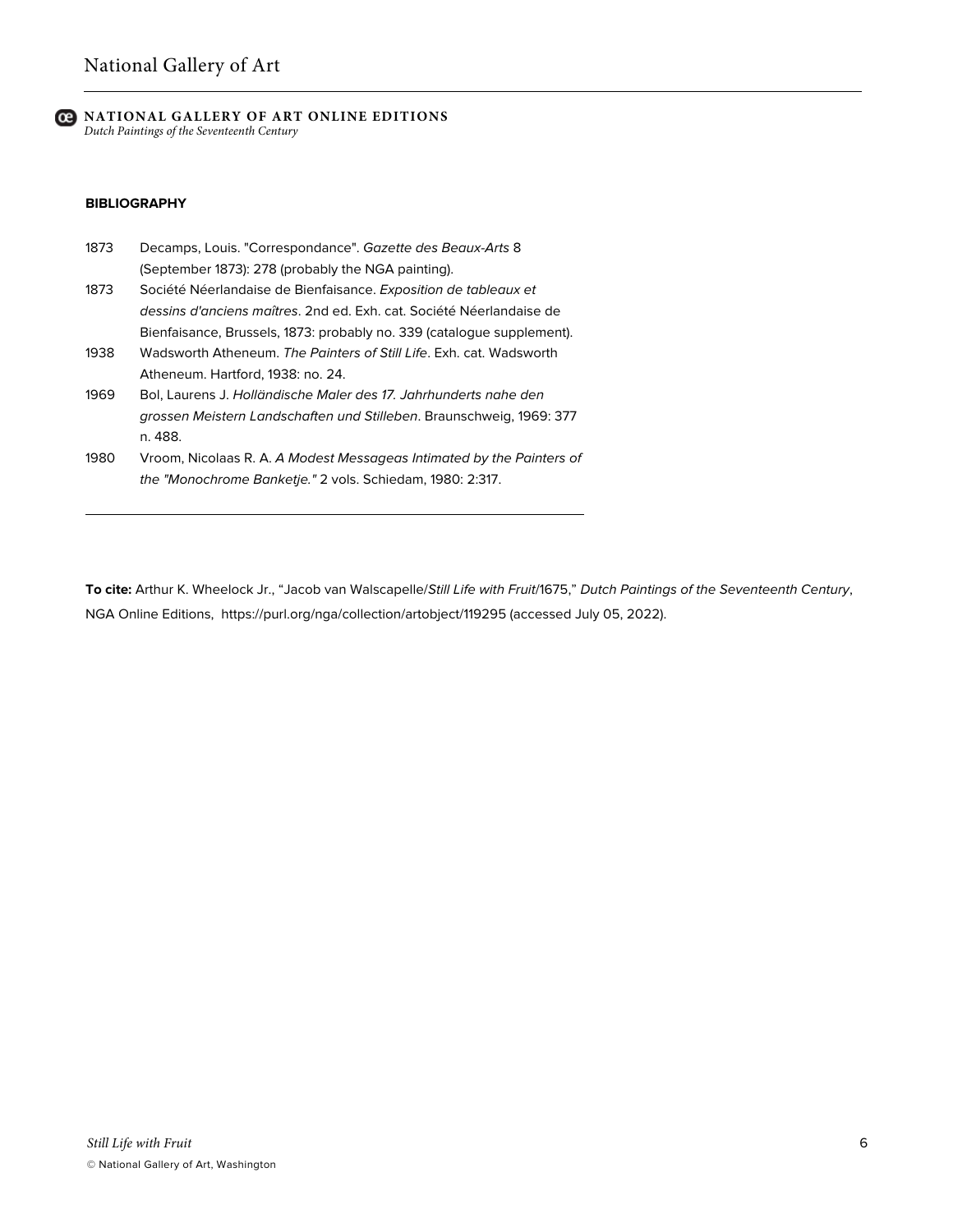**BIBLIOGRAPHY**

| | |
|---|---|
| 1873 | Decamps, Louis. "Correspondance". *Gazette des Beaux-Arts* 8 (September 1873): 278 (probably the NGA painting). |
| 1873 | Société Néerlandaise de Bienfaisance. *Exposition de tableaux et dessins d'anciens maîtres*. 2nd ed. Exh. cat. Société Néerlandaise de Bienfaisance, Brussels, 1873: probably no. 339 (catalogue supplement). |
| 1938 | Wadsworth Atheneum. *The Painters of Still Life*. Exh. cat. Wadsworth Atheneum. Hartford, 1938: no. 24. |
| 1969 | Bol, Laurens J. *Holländische Maler des 17. Jahrhunderts nahe den grossen Meistern Landschaften und Stilleben*. Braunschweig, 1969: 377 n. 488. |
| 1980 | Vroom, Nicolaas R. A. *A Modest Messageas Intimated by the Painters of the "Monochrome Banketje."* 2 vols. Schiedam, 1980: 2:317. |

**To cite:** Arthur K. Wheelock Jr., "Jacob van Walscapelle/*Still Life with Fruit*/1675," *Dutch Paintings of the Seventeenth Century*, NGA Online Editions, https://purl.org/nga/collection/artobject/119295 (accessed July 05, 2022).